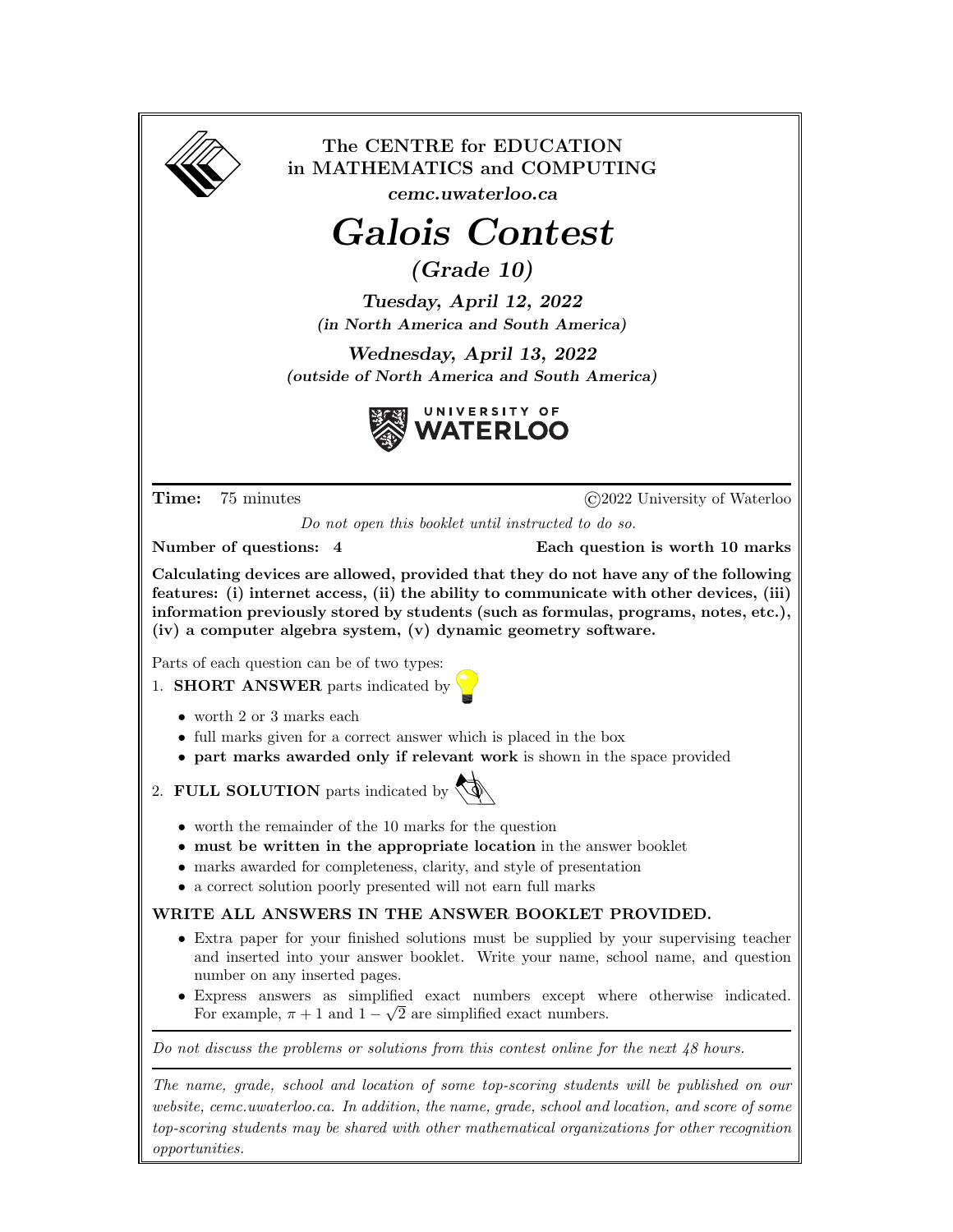The CENTRE for EDUCATION in MATHEMATICS and COMPUTING

*cemc.uwaterloo.ca*

# Galois Contest

## *(Grade 10)*

***Tuesday, April 12, 2022***
***(in North America and South America)***

***Wednesday, April 13, 2022***
***(outside of North America and South America)***

UNIVERSITY OF WATERLOO

---

**Time:** 75 minutes ©2022 University of Waterloo

*Do not open this booklet until instructed to do so.*

**Number of questions: 4** **Each question is worth 10 marks**

**Calculating devices are allowed, provided that they do not have any of the following features: (i) internet access, (ii) the ability to communicate with other devices, (iii) information previously stored by students (such as formulas, programs, notes, etc.), (iv) a computer algebra system, (v) dynamic geometry software.**

Parts of each question can be of two types:

1. **SHORT ANSWER** parts indicated by
   - worth 2 or 3 marks each
   - full marks given for a correct answer which is placed in the box
   - **part marks awarded only if relevant work** is shown in the space provided
2. **FULL SOLUTION** parts indicated by
   - worth the remainder of the 10 marks for the question
   - **must be written in the appropriate location** in the answer booklet
   - marks awarded for completeness, clarity, and style of presentation
   - a correct solution poorly presented will not earn full marks

**WRITE ALL ANSWERS IN THE ANSWER BOOKLET PROVIDED.**

- Extra paper for your finished solutions must be supplied by your supervising teacher and inserted into your answer booklet. Write your name, school name, and question number on any inserted pages.
- Express answers as simplified exact numbers except where otherwise indicated. For example, $\pi + 1$ and $1 - \sqrt{2}$ are simplified exact numbers.

---

*Do not discuss the problems or solutions from this contest online for the next 48 hours.*

---

*The name, grade, school and location of some top-scoring students will be published on our website, cemc.uwaterloo.ca. In addition, the name, grade, school and location, and score of some top-scoring students may be shared with other mathematical organizations for other recognition opportunities.*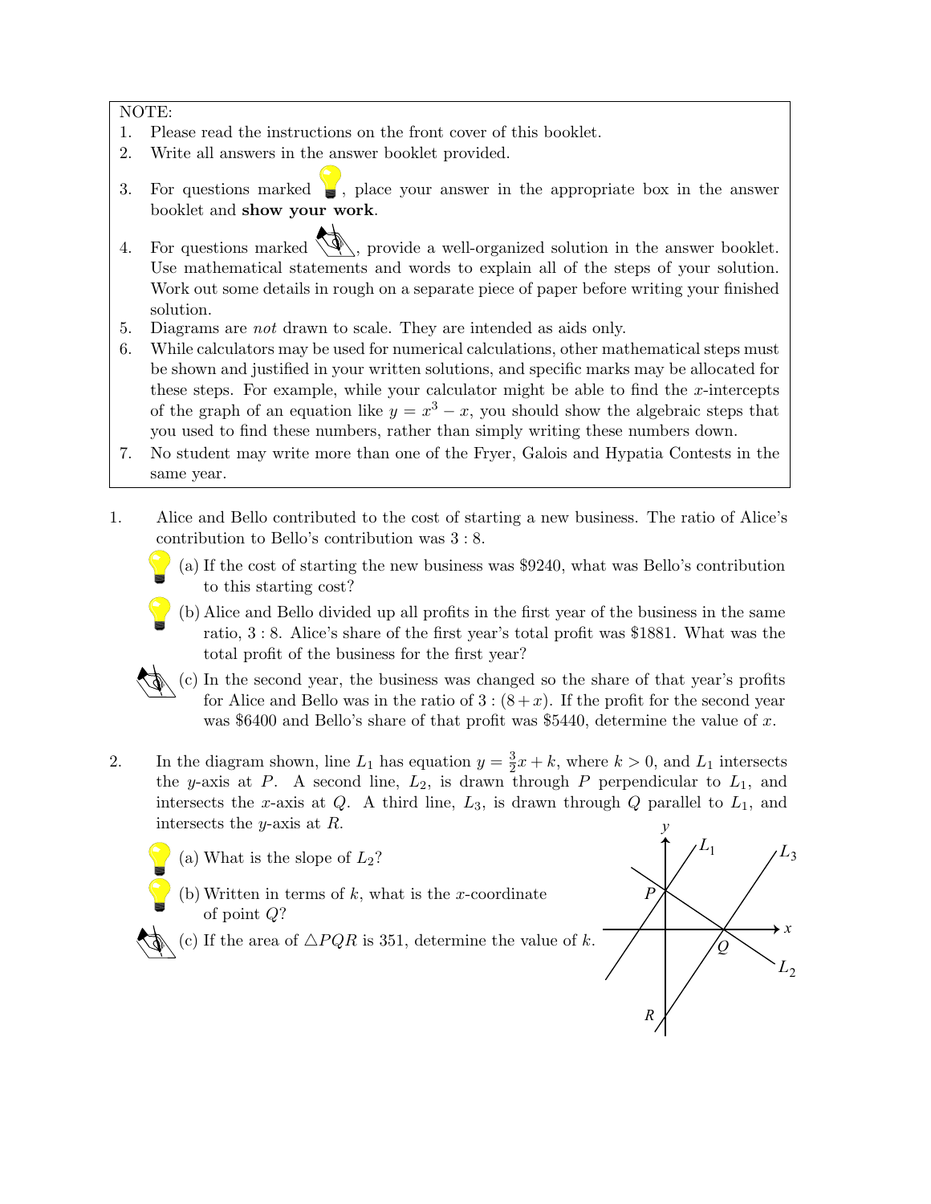NOTE:

1. Please read the instructions on the front cover of this booklet.
2. Write all answers in the answer booklet provided.
3. For questions marked with a lightbulb icon, place your answer in the appropriate box in the answer booklet and **show your work**.
4. For questions marked with a pencil icon, provide a well-organized solution in the answer booklet. Use mathematical statements and words to explain all of the steps of your solution. Work out some details in rough on a separate piece of paper before writing your finished solution.
5. Diagrams are *not* drawn to scale. They are intended as aids only.
6. While calculators may be used for numerical calculations, other mathematical steps must be shown and justified in your written solutions, and specific marks may be allocated for these steps. For example, while your calculator might be able to find the $x$-intercepts of the graph of an equation like $y = x^3 - x$, you should show the algebraic steps that you used to find these numbers, rather than simply writing these numbers down.
7. No student may write more than one of the Fryer, Galois and Hypatia Contests in the same year.

1. Alice and Bello contributed to the cost of starting a new business. The ratio of Alice's contribution to Bello's contribution was $3 : 8$.

   (a) If the cost of starting the new business was \$9240, what was Bello's contribution to this starting cost?

   (b) Alice and Bello divided up all profits in the first year of the business in the same ratio, $3 : 8$. Alice's share of the first year's total profit was \$1881. What was the total profit of the business for the first year?

   (c) In the second year, the business was changed so the share of that year's profits for Alice and Bello was in the ratio of $3 : (8 + x)$. If the profit for the second year was \$6400 and Bello's share of that profit was \$5440, determine the value of $x$.

2. In the diagram shown, line $L_1$ has equation $y = \frac{3}{2}x + k$, where $k > 0$, and $L_1$ intersects the $y$-axis at $P$. A second line, $L_2$, is drawn through $P$ perpendicular to $L_1$, and intersects the $x$-axis at $Q$. A third line, $L_3$, is drawn through $Q$ parallel to $L_1$, and intersects the $y$-axis at $R$.

   (a) What is the slope of $L_2$?

   (b) Written in terms of $k$, what is the $x$-coordinate of point $Q$?

   (c) If the area of $\triangle PQR$ is 351, determine the value of $k$.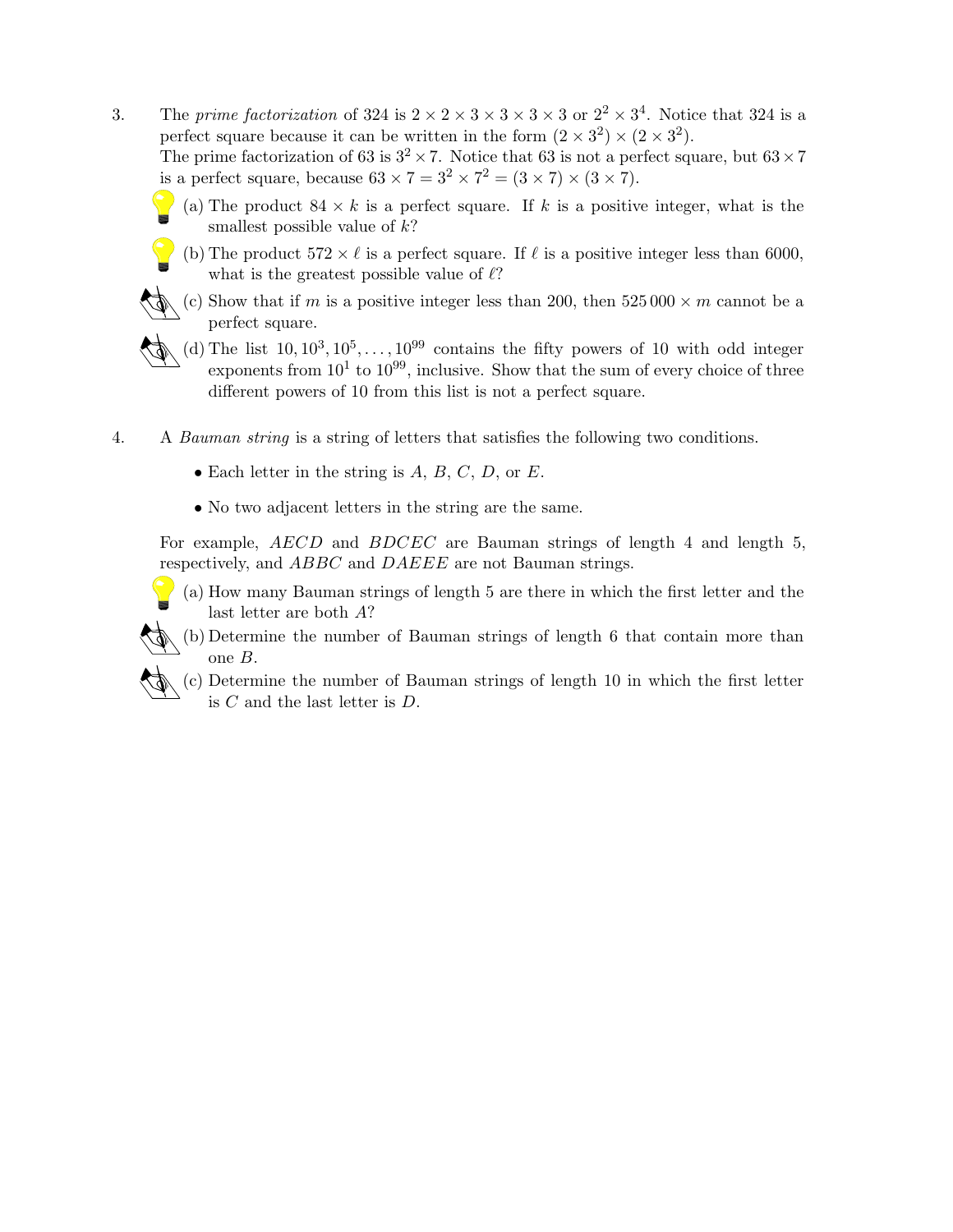3. The *prime factorization* of 324 is $2 \times 2 \times 3 \times 3 \times 3 \times 3$ or $2^2 \times 3^4$. Notice that 324 is a perfect square because it can be written in the form $(2 \times 3^2) \times (2 \times 3^2)$.
The prime factorization of 63 is $3^2 \times 7$. Notice that 63 is not a perfect square, but $63 \times 7$ is a perfect square, because $63 \times 7 = 3^2 \times 7^2 = (3 \times 7) \times (3 \times 7)$.

   (a) The product $84 \times k$ is a perfect square. If $k$ is a positive integer, what is the smallest possible value of $k$?

   (b) The product $572 \times \ell$ is a perfect square. If $\ell$ is a positive integer less than 6000, what is the greatest possible value of $\ell$?

   (c) Show that if $m$ is a positive integer less than 200, then $525\,000 \times m$ cannot be a perfect square.

   (d) The list $10, 10^3, 10^5, \ldots, 10^{99}$ contains the fifty powers of 10 with odd integer exponents from $10^1$ to $10^{99}$, inclusive. Show that the sum of every choice of three different powers of 10 from this list is not a perfect square.

4. A *Bauman string* is a string of letters that satisfies the following two conditions.

   - Each letter in the string is $A$, $B$, $C$, $D$, or $E$.
   - No two adjacent letters in the string are the same.

   For example, $AECD$ and $BDCEC$ are Bauman strings of length 4 and length 5, respectively, and $ABBC$ and $DAEEE$ are not Bauman strings.

   (a) How many Bauman strings of length 5 are there in which the first letter and the last letter are both $A$?

   (b) Determine the number of Bauman strings of length 6 that contain more than one $B$.

   (c) Determine the number of Bauman strings of length 10 in which the first letter is $C$ and the last letter is $D$.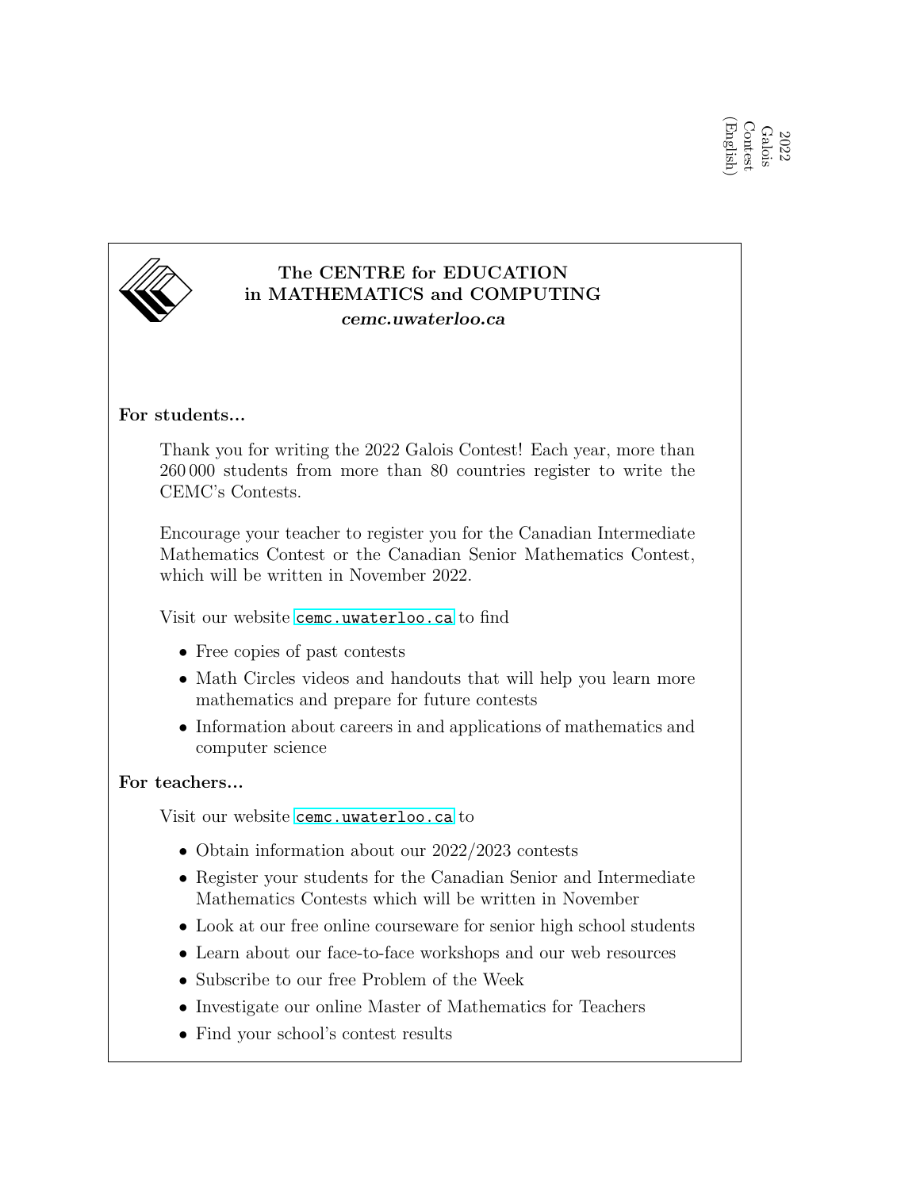2022 Galois Contest (English)

**The CENTRE for EDUCATION in MATHEMATICS and COMPUTING**

***cemc.uwaterloo.ca***

**For students...**

Thank you for writing the 2022 Galois Contest! Each year, more than 260 000 students from more than 80 countries register to write the CEMC's Contests.

Encourage your teacher to register you for the Canadian Intermediate Mathematics Contest or the Canadian Senior Mathematics Contest, which will be written in November 2022.

Visit our website `cemc.uwaterloo.ca` to find

- Free copies of past contests
- Math Circles videos and handouts that will help you learn more mathematics and prepare for future contests
- Information about careers in and applications of mathematics and computer science

**For teachers...**

Visit our website `cemc.uwaterloo.ca` to

- Obtain information about our 2022/2023 contests
- Register your students for the Canadian Senior and Intermediate Mathematics Contests which will be written in November
- Look at our free online courseware for senior high school students
- Learn about our face-to-face workshops and our web resources
- Subscribe to our free Problem of the Week
- Investigate our online Master of Mathematics for Teachers
- Find your school's contest results